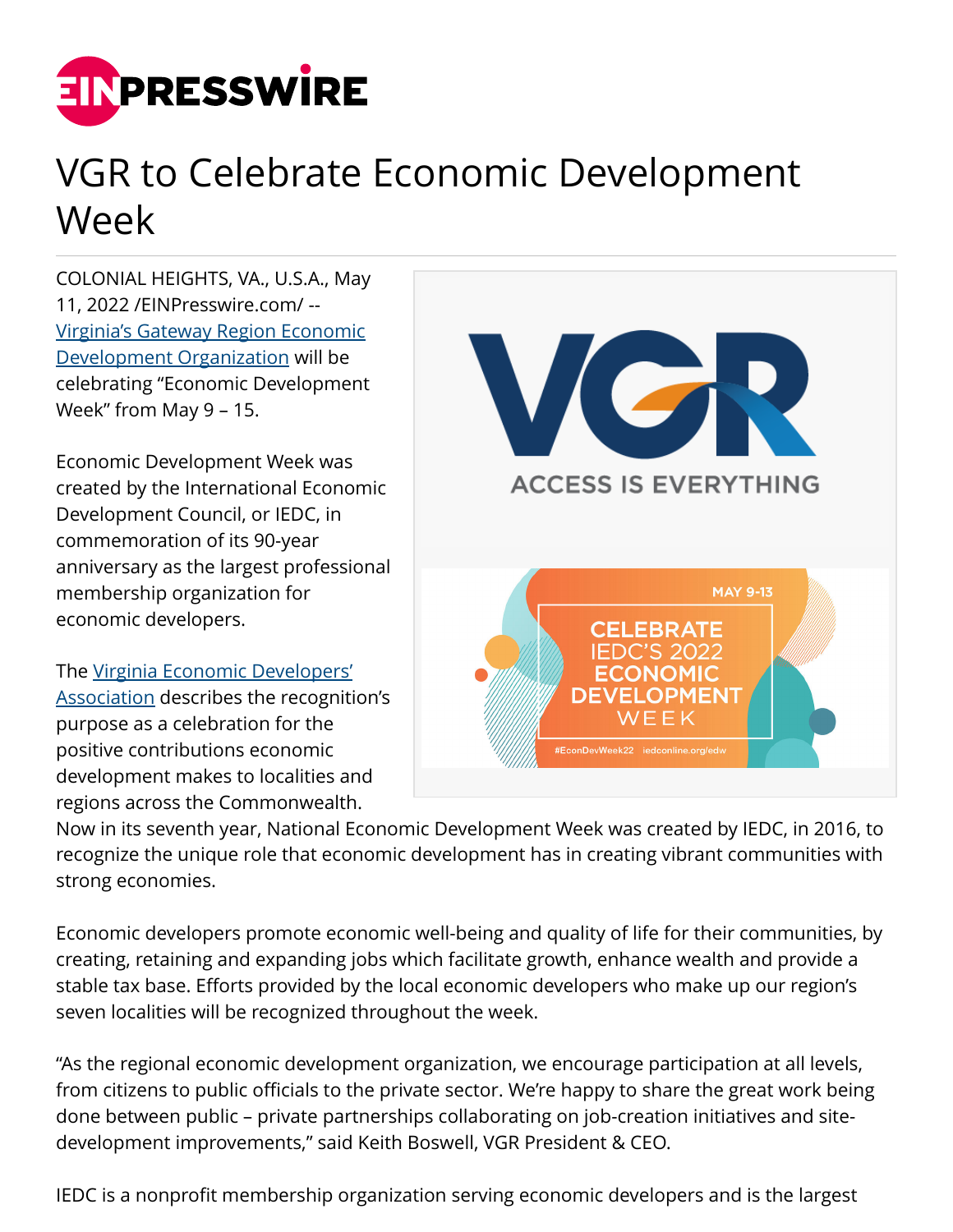# VGR to Celebrate Economic Development Week

COLONIAL HEIGHTS, VA., U.S.A., May 11, 2022 /EINPresswire.com/ -- Virginia's Gateway Region Economic Development Organization will be celebrating "Economic Development Week" from May 9 – 15.

Economic Development Week was created by the International Economic Development Council, or IEDC, in commemoration of its 90-year anniversary as the largest professional membership organization for economic developers.

The Virginia Economic Developers' Association describes the recognition's purpose as a celebration for the positive contributions economic development makes to localities and regions across the Commonwealth.

Now in its seventh year, National Economic Development Week was created by IEDC, in 2016, to recognize the unique role that economic development has in creating vibrant communities with strong economies.

Economic developers promote economic well-being and quality of life for their communities, by creating, retaining and expanding jobs which facilitate growth, enhance wealth and provide a stable tax base. Efforts provided by the local economic developers who make up our region's seven localities will be recognized throughout the week.

"As the regional economic development organization, we encourage participation at all levels, from citizens to public officials to the private sector. We're happy to share the great work being done between public – private partnerships collaborating on job-creation initiatives and site-development improvements," said Keith Boswell, VGR President & CEO.

IEDC is a nonprofit membership organization serving economic developers and is the largest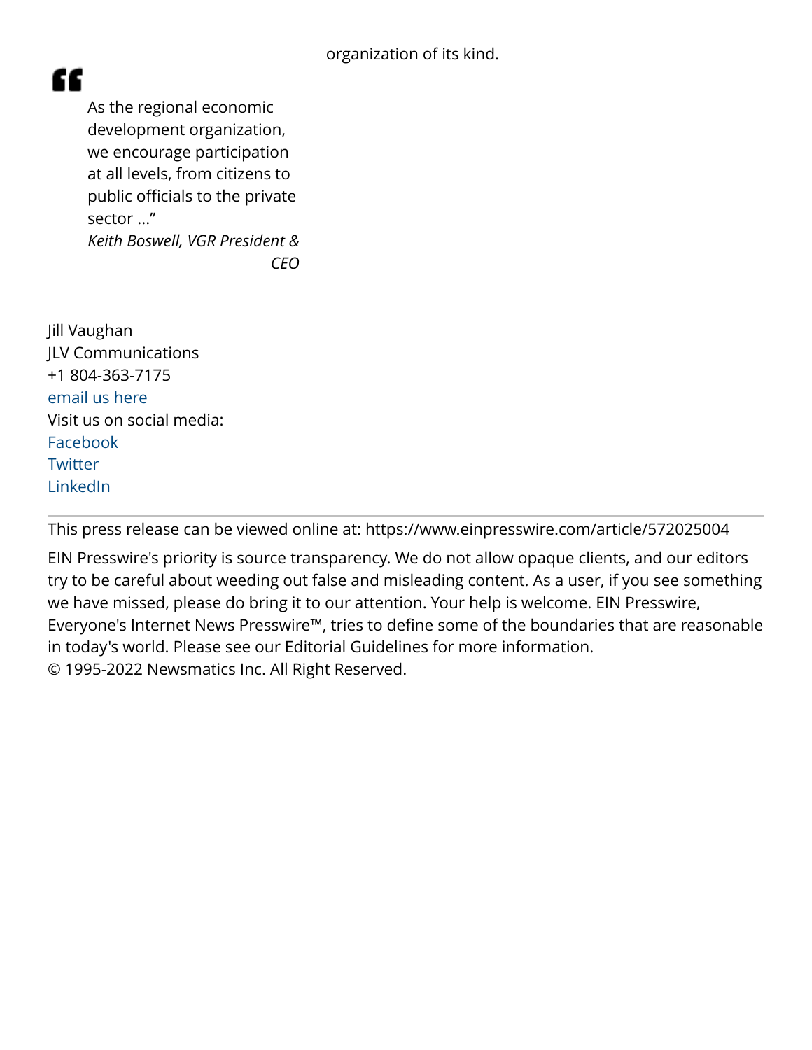organization of its kind.

> As the regional economic development organization, we encourage participation at all levels, from citizens to public officials to the private sector ...”
>
> *Keith Boswell, VGR President & CEO*

Jill Vaughan
JLV Communications
+1 804-363-7175
email us here
Visit us on social media:
Facebook
Twitter
LinkedIn

---

This press release can be viewed online at: https://www.einpresswire.com/article/572025004

EIN Presswire's priority is source transparency. We do not allow opaque clients, and our editors try to be careful about weeding out false and misleading content. As a user, if you see something we have missed, please do bring it to our attention. Your help is welcome. EIN Presswire, Everyone's Internet News Presswire™, tries to define some of the boundaries that are reasonable in today's world. Please see our Editorial Guidelines for more information.
© 1995-2022 Newsmatics Inc. All Right Reserved.